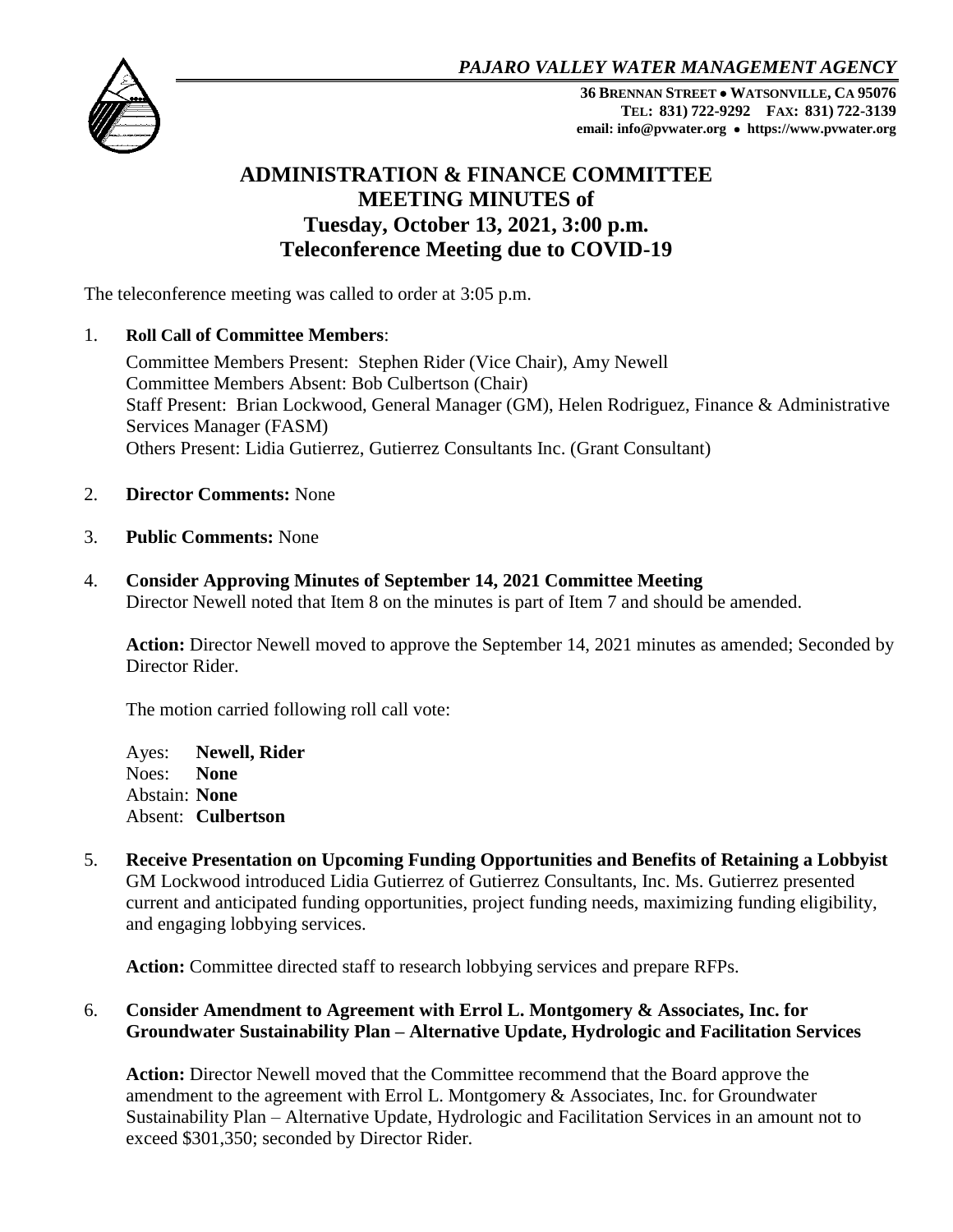*PAJARO VALLEY WATER MANAGEMENT AGENCY*

**36 BRENNAN STREET • WATSONVILLE, CA 95076**
**TEL: 831) 722-9292 FAX: 831) 722-3139**
**email: info@pvwater.org • https://www.pvwater.org**

# ADMINISTRATION & FINANCE COMMITTEE MEETING MINUTES of Tuesday, October 13, 2021, 3:00 p.m. Teleconference Meeting due to COVID-19

The teleconference meeting was called to order at 3:05 p.m.

1. **Roll Call of Committee Members**:

   Committee Members Present: Stephen Rider (Vice Chair), Amy Newell
   Committee Members Absent: Bob Culbertson (Chair)
   Staff Present: Brian Lockwood, General Manager (GM), Helen Rodriguez, Finance & Administrative Services Manager (FASM)
   Others Present: Lidia Gutierrez, Gutierrez Consultants Inc. (Grant Consultant)

2. **Director Comments:** None

3. **Public Comments:** None

4. **Consider Approving Minutes of September 14, 2021 Committee Meeting**
   Director Newell noted that Item 8 on the minutes is part of Item 7 and should be amended.

   **Action:** Director Newell moved to approve the September 14, 2021 minutes as amended; Seconded by Director Rider.

   The motion carried following roll call vote:

   Ayes: **Newell, Rider**
   Noes: **None**
   Abstain: **None**
   Absent: **Culbertson**

5. **Receive Presentation on Upcoming Funding Opportunities and Benefits of Retaining a Lobbyist**
   GM Lockwood introduced Lidia Gutierrez of Gutierrez Consultants, Inc. Ms. Gutierrez presented current and anticipated funding opportunities, project funding needs, maximizing funding eligibility, and engaging lobbying services.

   **Action:** Committee directed staff to research lobbying services and prepare RFPs.

6. **Consider Amendment to Agreement with Errol L. Montgomery & Associates, Inc. for Groundwater Sustainability Plan – Alternative Update, Hydrologic and Facilitation Services**

   **Action:** Director Newell moved that the Committee recommend that the Board approve the amendment to the agreement with Errol L. Montgomery & Associates, Inc. for Groundwater Sustainability Plan – Alternative Update, Hydrologic and Facilitation Services in an amount not to exceed $301,350; seconded by Director Rider.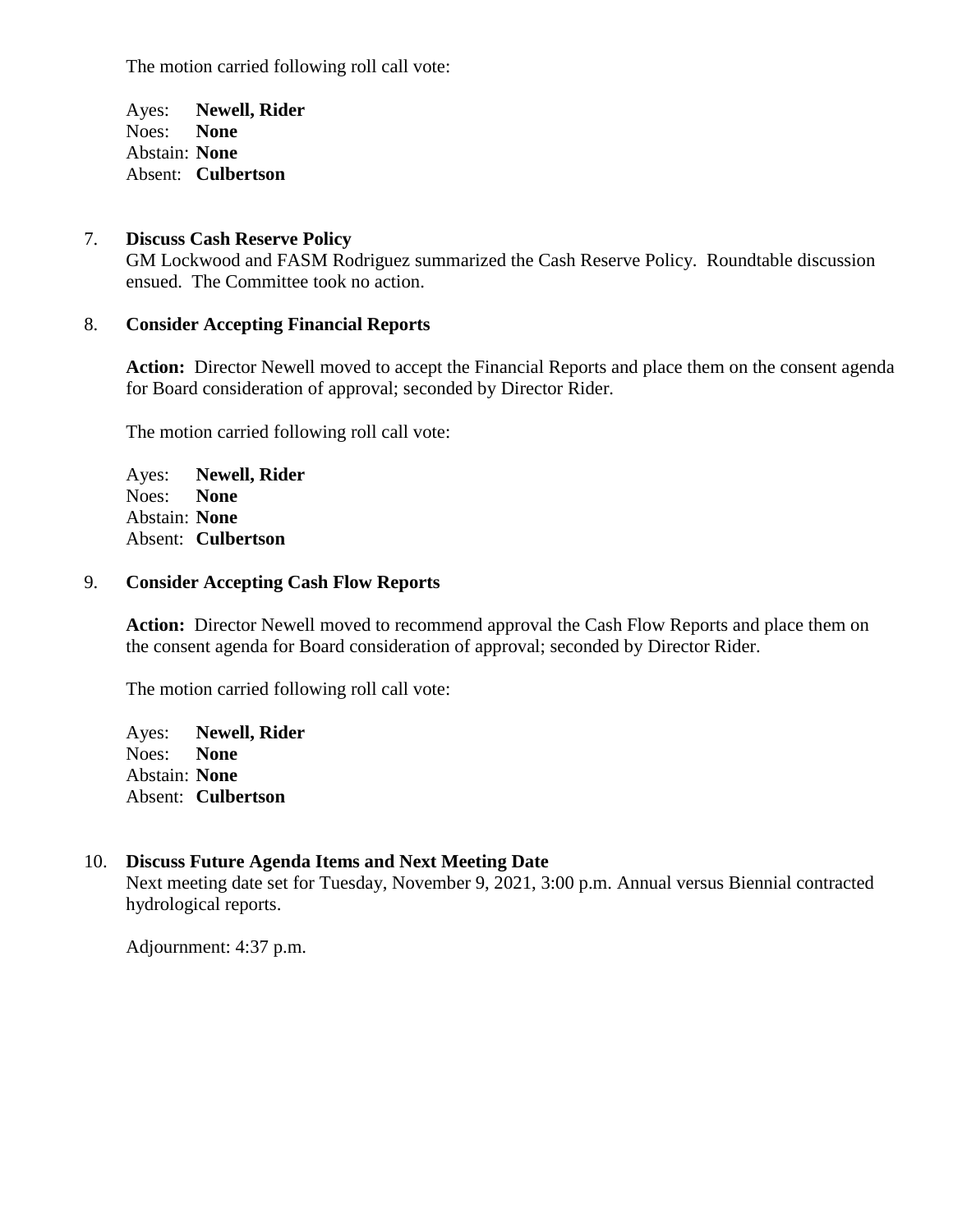The motion carried following roll call vote:

Ayes: **Newell, Rider**
Noes: **None**
Abstain: **None**
Absent: **Culbertson**

7. **Discuss Cash Reserve Policy**
   GM Lockwood and FASM Rodriguez summarized the Cash Reserve Policy. Roundtable discussion ensued. The Committee took no action.

8. **Consider Accepting Financial Reports**

   **Action:** Director Newell moved to accept the Financial Reports and place them on the consent agenda for Board consideration of approval; seconded by Director Rider.

   The motion carried following roll call vote:

   Ayes: **Newell, Rider**
   Noes: **None**
   Abstain: **None**
   Absent: **Culbertson**

9. **Consider Accepting Cash Flow Reports**

   **Action:** Director Newell moved to recommend approval the Cash Flow Reports and place them on the consent agenda for Board consideration of approval; seconded by Director Rider.

   The motion carried following roll call vote:

   Ayes: **Newell, Rider**
   Noes: **None**
   Abstain: **None**
   Absent: **Culbertson**

10. **Discuss Future Agenda Items and Next Meeting Date**
    Next meeting date set for Tuesday, November 9, 2021, 3:00 p.m. Annual versus Biennial contracted hydrological reports.

    Adjournment: 4:37 p.m.